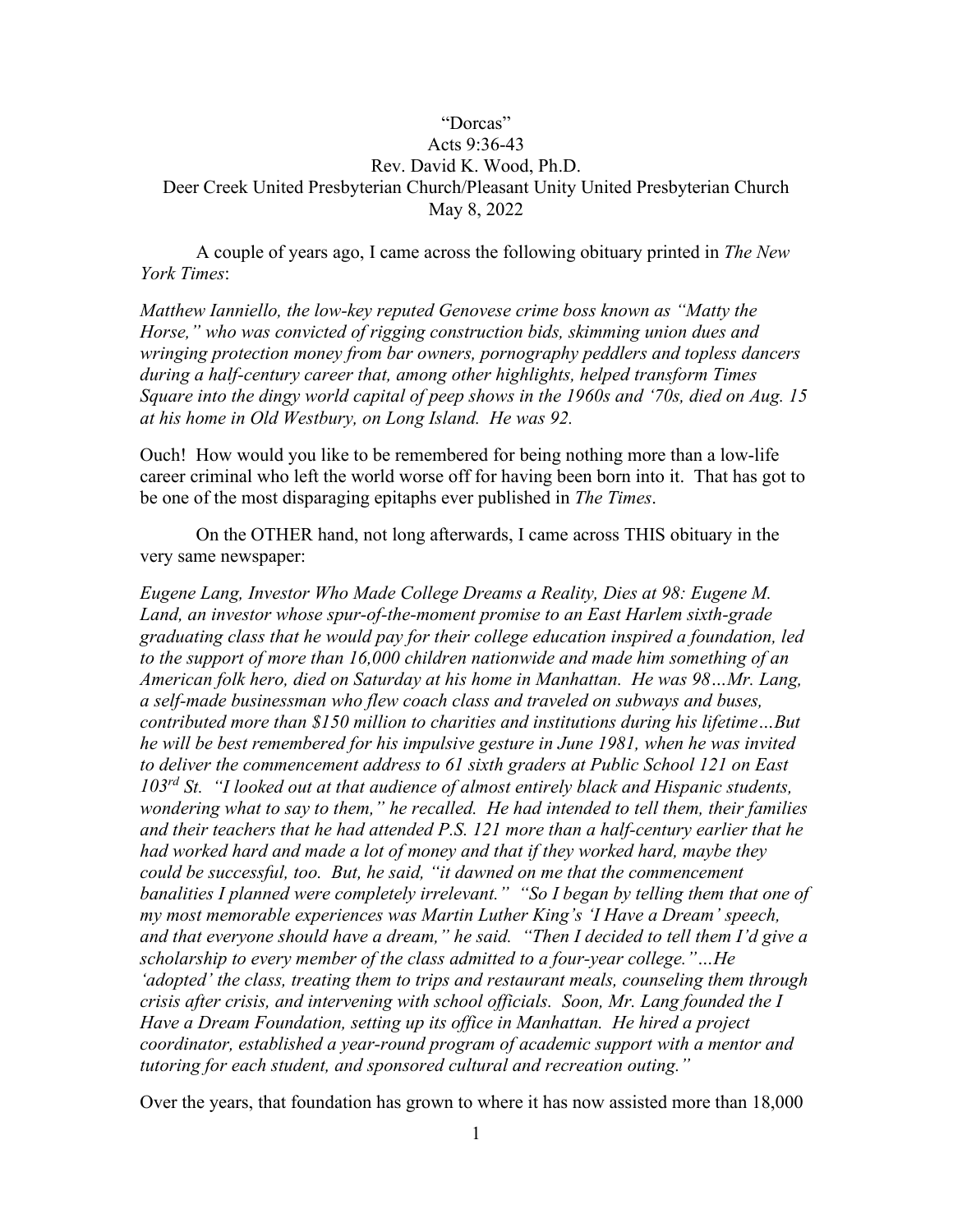"Dorcas"
Acts 9:36-43
Rev. David K. Wood, Ph.D.
Deer Creek United Presbyterian Church/Pleasant Unity United Presbyterian Church
May 8, 2022

A couple of years ago, I came across the following obituary printed in *The New York Times*:

*Matthew Ianniello, the low-key reputed Genovese crime boss known as "Matty the Horse," who was convicted of rigging construction bids, skimming union dues and wringing protection money from bar owners, pornography peddlers and topless dancers during a half-century career that, among other highlights, helped transform Times Square into the dingy world capital of peep shows in the 1960s and '70s, died on Aug. 15 at his home in Old Westbury, on Long Island. He was 92.*

Ouch! How would you like to be remembered for being nothing more than a low-life career criminal who left the world worse off for having been born into it. That has got to be one of the most disparaging epitaphs ever published in *The Times*.

On the OTHER hand, not long afterwards, I came across THIS obituary in the very same newspaper:

*Eugene Lang, Investor Who Made College Dreams a Reality, Dies at 98: Eugene M. Land, an investor whose spur-of-the-moment promise to an East Harlem sixth-grade graduating class that he would pay for their college education inspired a foundation, led to the support of more than 16,000 children nationwide and made him something of an American folk hero, died on Saturday at his home in Manhattan. He was 98…Mr. Lang, a self-made businessman who flew coach class and traveled on subways and buses, contributed more than $150 million to charities and institutions during his lifetime…But he will be best remembered for his impulsive gesture in June 1981, when he was invited to deliver the commencement address to 61 sixth graders at Public School 121 on East 103rd St. "I looked out at that audience of almost entirely black and Hispanic students, wondering what to say to them," he recalled. He had intended to tell them, their families and their teachers that he had attended P.S. 121 more than a half-century earlier that he had worked hard and made a lot of money and that if they worked hard, maybe they could be successful, too. But, he said, "it dawned on me that the commencement banalities I planned were completely irrelevant." "So I began by telling them that one of my most memorable experiences was Martin Luther King's 'I Have a Dream' speech, and that everyone should have a dream," he said. "Then I decided to tell them I'd give a scholarship to every member of the class admitted to a four-year college."…He 'adopted' the class, treating them to trips and restaurant meals, counseling them through crisis after crisis, and intervening with school officials. Soon, Mr. Lang founded the I Have a Dream Foundation, setting up its office in Manhattan. He hired a project coordinator, established a year-round program of academic support with a mentor and tutoring for each student, and sponsored cultural and recreation outing."*

Over the years, that foundation has grown to where it has now assisted more than 18,000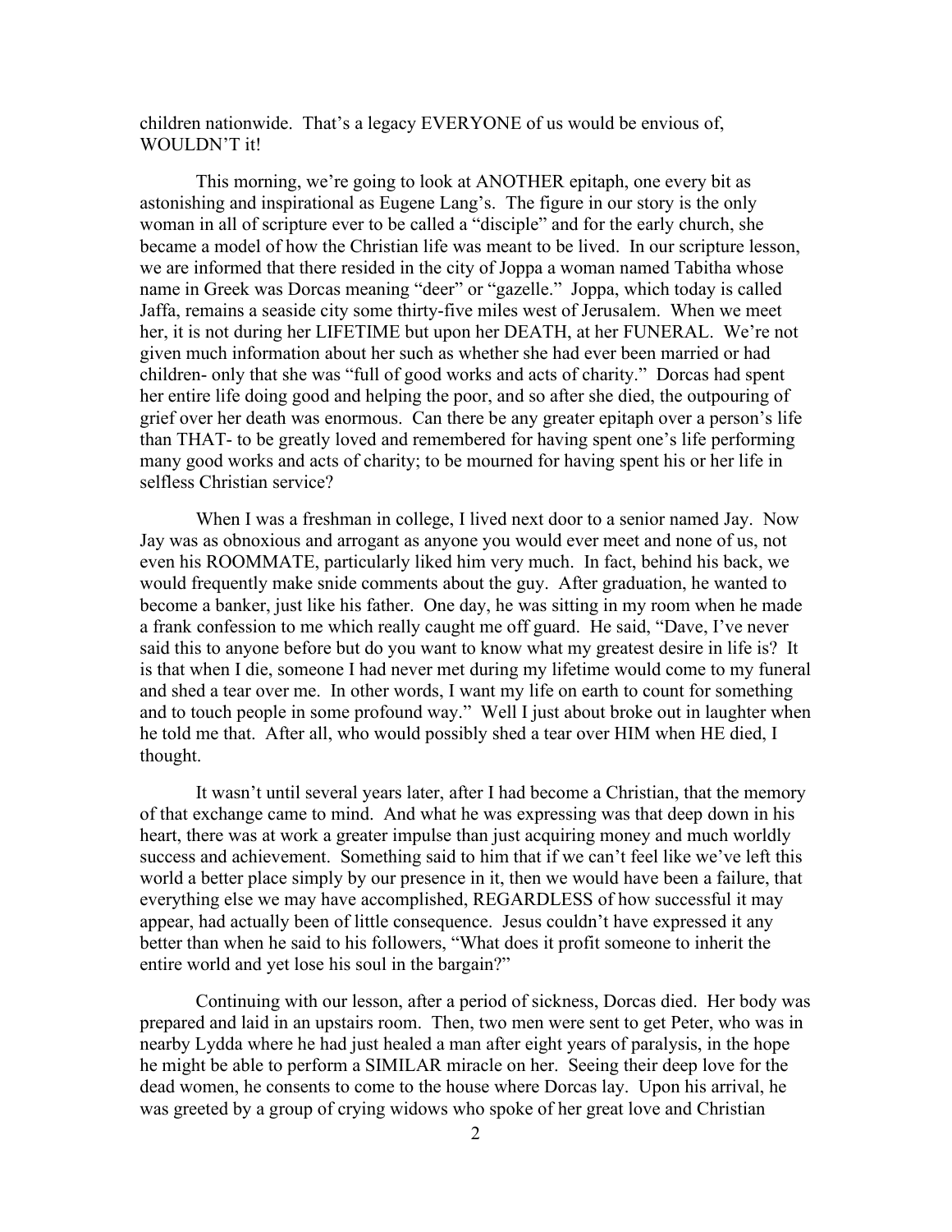children nationwide. That's a legacy EVERYONE of us would be envious of, WOULDN'T it!

This morning, we're going to look at ANOTHER epitaph, one every bit as astonishing and inspirational as Eugene Lang's. The figure in our story is the only woman in all of scripture ever to be called a "disciple" and for the early church, she became a model of how the Christian life was meant to be lived. In our scripture lesson, we are informed that there resided in the city of Joppa a woman named Tabitha whose name in Greek was Dorcas meaning "deer" or "gazelle." Joppa, which today is called Jaffa, remains a seaside city some thirty-five miles west of Jerusalem. When we meet her, it is not during her LIFETIME but upon her DEATH, at her FUNERAL. We're not given much information about her such as whether she had ever been married or had children- only that she was "full of good works and acts of charity." Dorcas had spent her entire life doing good and helping the poor, and so after she died, the outpouring of grief over her death was enormous. Can there be any greater epitaph over a person's life than THAT- to be greatly loved and remembered for having spent one's life performing many good works and acts of charity; to be mourned for having spent his or her life in selfless Christian service?

When I was a freshman in college, I lived next door to a senior named Jay. Now Jay was as obnoxious and arrogant as anyone you would ever meet and none of us, not even his ROOMMATE, particularly liked him very much. In fact, behind his back, we would frequently make snide comments about the guy. After graduation, he wanted to become a banker, just like his father. One day, he was sitting in my room when he made a frank confession to me which really caught me off guard. He said, "Dave, I've never said this to anyone before but do you want to know what my greatest desire in life is? It is that when I die, someone I had never met during my lifetime would come to my funeral and shed a tear over me. In other words, I want my life on earth to count for something and to touch people in some profound way." Well I just about broke out in laughter when he told me that. After all, who would possibly shed a tear over HIM when HE died, I thought.

It wasn't until several years later, after I had become a Christian, that the memory of that exchange came to mind. And what he was expressing was that deep down in his heart, there was at work a greater impulse than just acquiring money and much worldly success and achievement. Something said to him that if we can't feel like we've left this world a better place simply by our presence in it, then we would have been a failure, that everything else we may have accomplished, REGARDLESS of how successful it may appear, had actually been of little consequence. Jesus couldn't have expressed it any better than when he said to his followers, "What does it profit someone to inherit the entire world and yet lose his soul in the bargain?"

Continuing with our lesson, after a period of sickness, Dorcas died. Her body was prepared and laid in an upstairs room. Then, two men were sent to get Peter, who was in nearby Lydda where he had just healed a man after eight years of paralysis, in the hope he might be able to perform a SIMILAR miracle on her. Seeing their deep love for the dead women, he consents to come to the house where Dorcas lay. Upon his arrival, he was greeted by a group of crying widows who spoke of her great love and Christian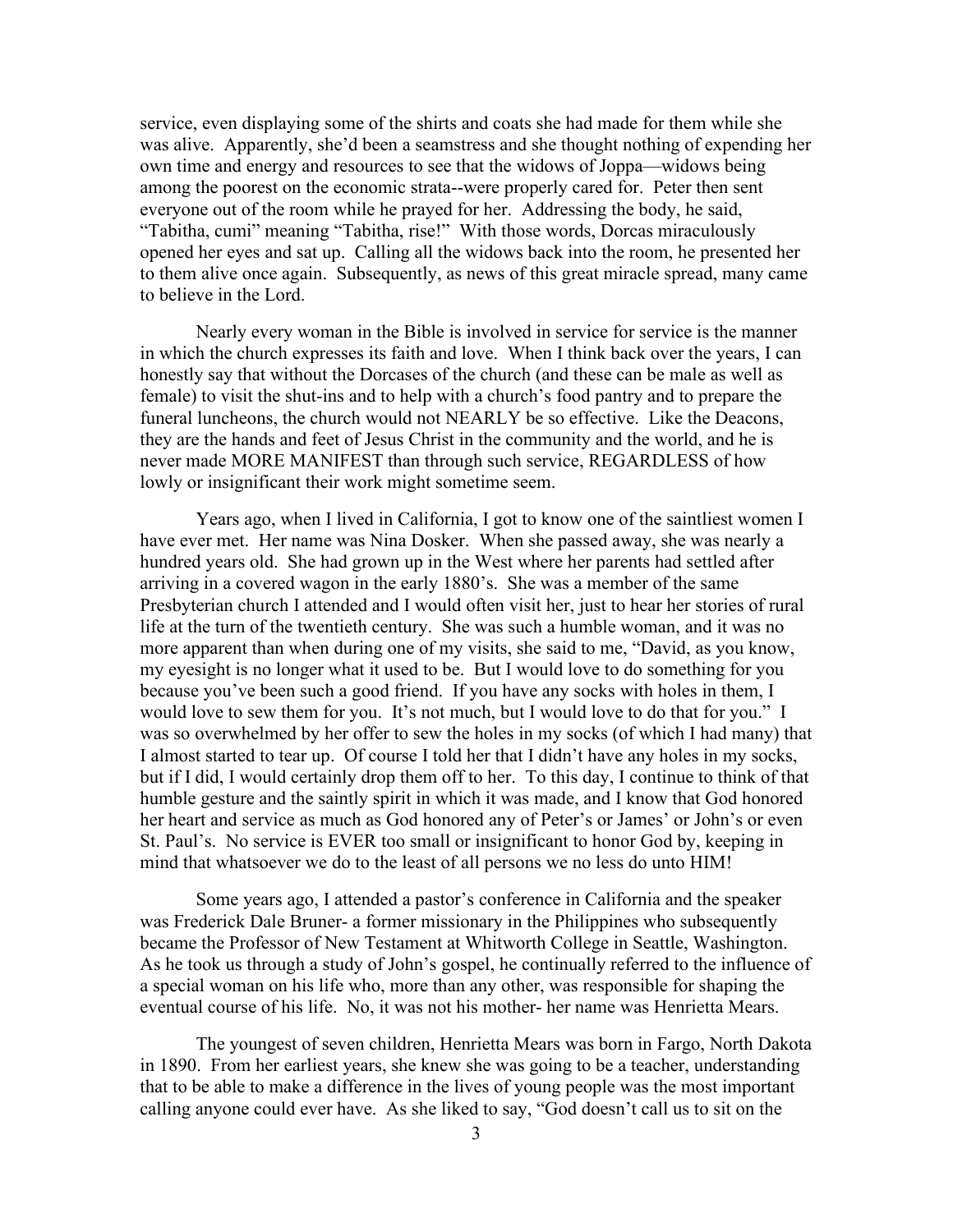service, even displaying some of the shirts and coats she had made for them while she was alive. Apparently, she'd been a seamstress and she thought nothing of expending her own time and energy and resources to see that the widows of Joppa—widows being among the poorest on the economic strata--were properly cared for. Peter then sent everyone out of the room while he prayed for her. Addressing the body, he said, "Tabitha, cumi" meaning "Tabitha, rise!" With those words, Dorcas miraculously opened her eyes and sat up. Calling all the widows back into the room, he presented her to them alive once again. Subsequently, as news of this great miracle spread, many came to believe in the Lord.

Nearly every woman in the Bible is involved in service for service is the manner in which the church expresses its faith and love. When I think back over the years, I can honestly say that without the Dorcases of the church (and these can be male as well as female) to visit the shut-ins and to help with a church's food pantry and to prepare the funeral luncheons, the church would not NEARLY be so effective. Like the Deacons, they are the hands and feet of Jesus Christ in the community and the world, and he is never made MORE MANIFEST than through such service, REGARDLESS of how lowly or insignificant their work might sometime seem.

Years ago, when I lived in California, I got to know one of the saintliest women I have ever met. Her name was Nina Dosker. When she passed away, she was nearly a hundred years old. She had grown up in the West where her parents had settled after arriving in a covered wagon in the early 1880's. She was a member of the same Presbyterian church I attended and I would often visit her, just to hear her stories of rural life at the turn of the twentieth century. She was such a humble woman, and it was no more apparent than when during one of my visits, she said to me, "David, as you know, my eyesight is no longer what it used to be. But I would love to do something for you because you've been such a good friend. If you have any socks with holes in them, I would love to sew them for you. It's not much, but I would love to do that for you." I was so overwhelmed by her offer to sew the holes in my socks (of which I had many) that I almost started to tear up. Of course I told her that I didn't have any holes in my socks, but if I did, I would certainly drop them off to her. To this day, I continue to think of that humble gesture and the saintly spirit in which it was made, and I know that God honored her heart and service as much as God honored any of Peter's or James' or John's or even St. Paul's. No service is EVER too small or insignificant to honor God by, keeping in mind that whatsoever we do to the least of all persons we no less do unto HIM!

Some years ago, I attended a pastor's conference in California and the speaker was Frederick Dale Bruner- a former missionary in the Philippines who subsequently became the Professor of New Testament at Whitworth College in Seattle, Washington. As he took us through a study of John's gospel, he continually referred to the influence of a special woman on his life who, more than any other, was responsible for shaping the eventual course of his life. No, it was not his mother- her name was Henrietta Mears.

The youngest of seven children, Henrietta Mears was born in Fargo, North Dakota in 1890. From her earliest years, she knew she was going to be a teacher, understanding that to be able to make a difference in the lives of young people was the most important calling anyone could ever have. As she liked to say, "God doesn't call us to sit on the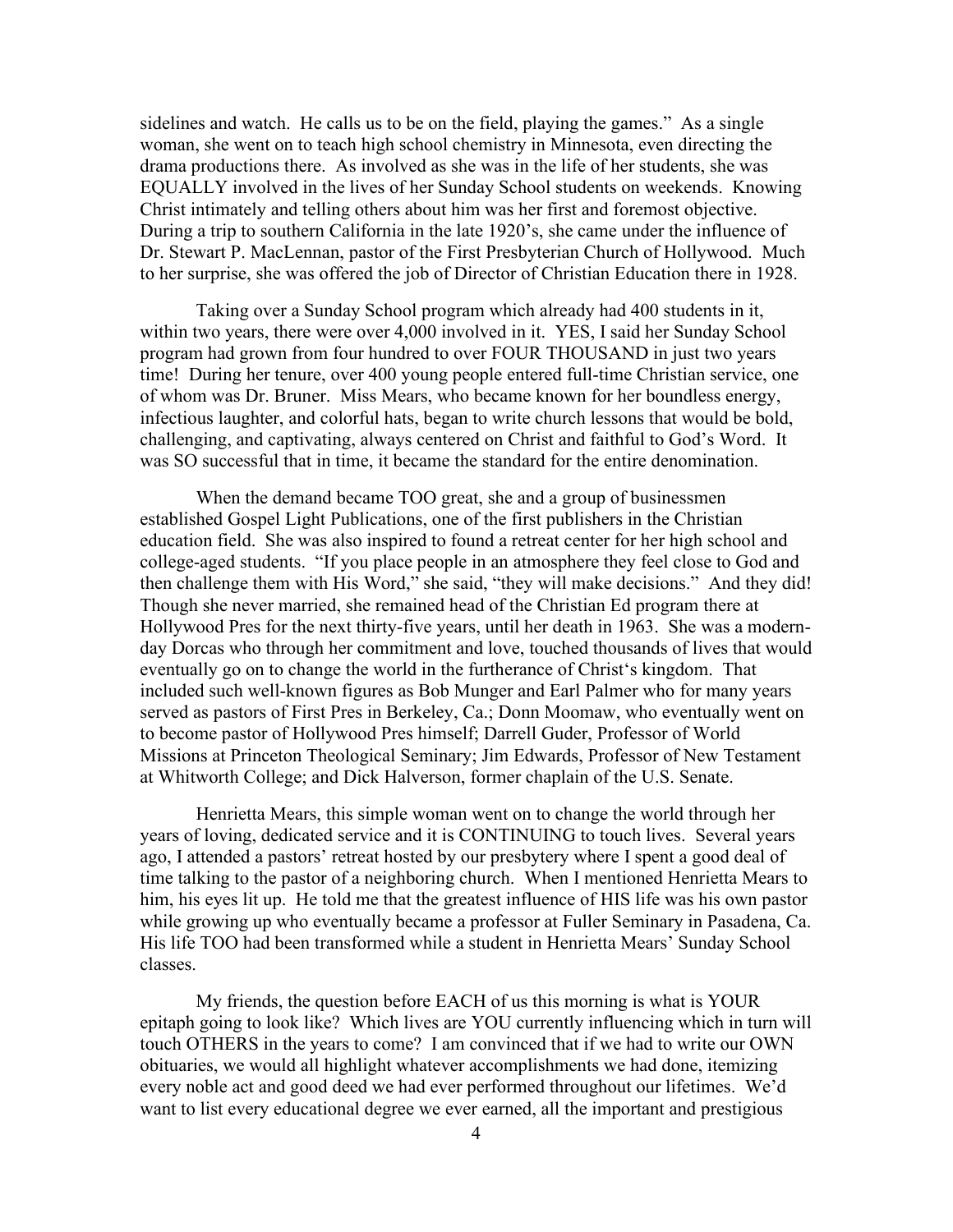sidelines and watch. He calls us to be on the field, playing the games." As a single woman, she went on to teach high school chemistry in Minnesota, even directing the drama productions there. As involved as she was in the life of her students, she was EQUALLY involved in the lives of her Sunday School students on weekends. Knowing Christ intimately and telling others about him was her first and foremost objective. During a trip to southern California in the late 1920's, she came under the influence of Dr. Stewart P. MacLennan, pastor of the First Presbyterian Church of Hollywood. Much to her surprise, she was offered the job of Director of Christian Education there in 1928.

Taking over a Sunday School program which already had 400 students in it, within two years, there were over 4,000 involved in it. YES, I said her Sunday School program had grown from four hundred to over FOUR THOUSAND in just two years time! During her tenure, over 400 young people entered full-time Christian service, one of whom was Dr. Bruner. Miss Mears, who became known for her boundless energy, infectious laughter, and colorful hats, began to write church lessons that would be bold, challenging, and captivating, always centered on Christ and faithful to God's Word. It was SO successful that in time, it became the standard for the entire denomination.

When the demand became TOO great, she and a group of businessmen established Gospel Light Publications, one of the first publishers in the Christian education field. She was also inspired to found a retreat center for her high school and college-aged students. "If you place people in an atmosphere they feel close to God and then challenge them with His Word," she said, "they will make decisions." And they did! Though she never married, she remained head of the Christian Ed program there at Hollywood Pres for the next thirty-five years, until her death in 1963. She was a modern-day Dorcas who through her commitment and love, touched thousands of lives that would eventually go on to change the world in the furtherance of Christ's kingdom. That included such well-known figures as Bob Munger and Earl Palmer who for many years served as pastors of First Pres in Berkeley, Ca.; Donn Moomaw, who eventually went on to become pastor of Hollywood Pres himself; Darrell Guder, Professor of World Missions at Princeton Theological Seminary; Jim Edwards, Professor of New Testament at Whitworth College; and Dick Halverson, former chaplain of the U.S. Senate.

Henrietta Mears, this simple woman went on to change the world through her years of loving, dedicated service and it is CONTINUING to touch lives. Several years ago, I attended a pastors' retreat hosted by our presbytery where I spent a good deal of time talking to the pastor of a neighboring church. When I mentioned Henrietta Mears to him, his eyes lit up. He told me that the greatest influence of HIS life was his own pastor while growing up who eventually became a professor at Fuller Seminary in Pasadena, Ca. His life TOO had been transformed while a student in Henrietta Mears' Sunday School classes.

My friends, the question before EACH of us this morning is what is YOUR epitaph going to look like? Which lives are YOU currently influencing which in turn will touch OTHERS in the years to come? I am convinced that if we had to write our OWN obituaries, we would all highlight whatever accomplishments we had done, itemizing every noble act and good deed we had ever performed throughout our lifetimes. We'd want to list every educational degree we ever earned, all the important and prestigious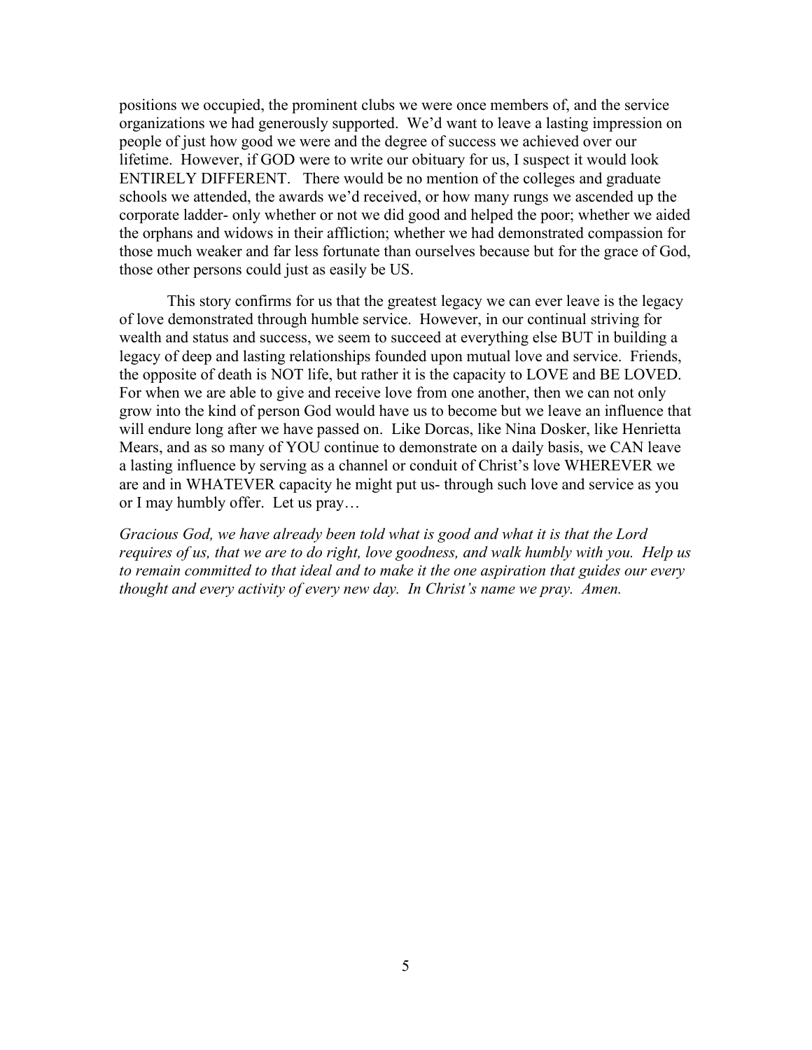positions we occupied, the prominent clubs we were once members of, and the service organizations we had generously supported. We'd want to leave a lasting impression on people of just how good we were and the degree of success we achieved over our lifetime. However, if GOD were to write our obituary for us, I suspect it would look ENTIRELY DIFFERENT. There would be no mention of the colleges and graduate schools we attended, the awards we'd received, or how many rungs we ascended up the corporate ladder- only whether or not we did good and helped the poor; whether we aided the orphans and widows in their affliction; whether we had demonstrated compassion for those much weaker and far less fortunate than ourselves because but for the grace of God, those other persons could just as easily be US.

This story confirms for us that the greatest legacy we can ever leave is the legacy of love demonstrated through humble service. However, in our continual striving for wealth and status and success, we seem to succeed at everything else BUT in building a legacy of deep and lasting relationships founded upon mutual love and service. Friends, the opposite of death is NOT life, but rather it is the capacity to LOVE and BE LOVED. For when we are able to give and receive love from one another, then we can not only grow into the kind of person God would have us to become but we leave an influence that will endure long after we have passed on. Like Dorcas, like Nina Dosker, like Henrietta Mears, and as so many of YOU continue to demonstrate on a daily basis, we CAN leave a lasting influence by serving as a channel or conduit of Christ's love WHEREVER we are and in WHATEVER capacity he might put us- through such love and service as you or I may humbly offer. Let us pray…

*Gracious God, we have already been told what is good and what it is that the Lord requires of us, that we are to do right, love goodness, and walk humbly with you. Help us to remain committed to that ideal and to make it the one aspiration that guides our every thought and every activity of every new day. In Christ's name we pray. Amen.*